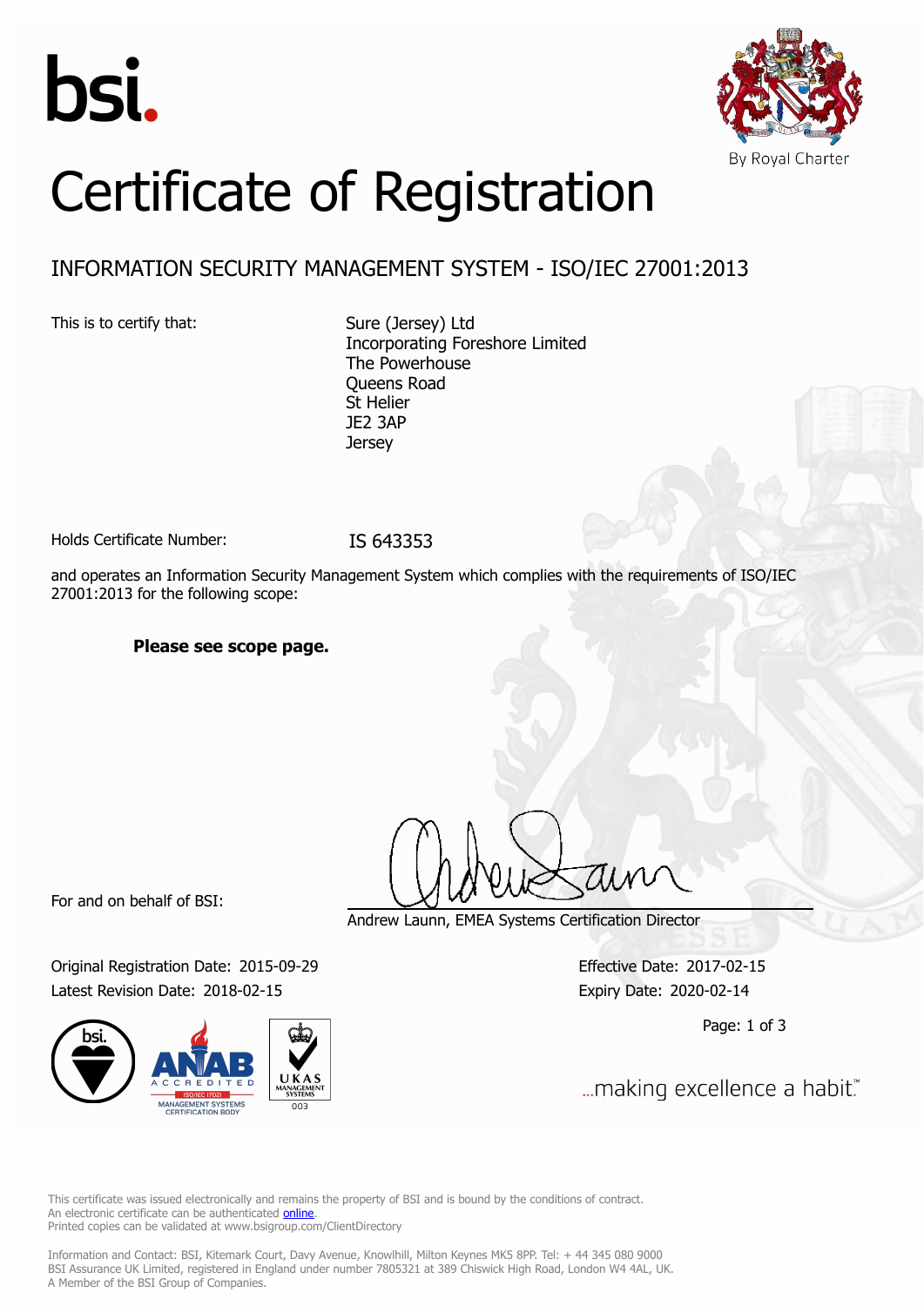bsi.

By Royal Charter

# Certificate of Registration

## INFORMATION SECURITY MANAGEMENT SYSTEM - ISO/IEC 27001:2013

This is to certify that:

Sure (Jersey) Ltd
Incorporating Foreshore Limited
The Powerhouse
Queens Road
St Helier
JE2 3AP
Jersey

Holds Certificate Number: IS 643353

and operates an Information Security Management System which complies with the requirements of ISO/IEC 27001:2013 for the following scope:

**Please see scope page.**

For and on behalf of BSI:

Andrew Launn, EMEA Systems Certification Director

Original Registration Date: 2015-09-29
Latest Revision Date: 2018-02-15

Effective Date: 2017-02-15
Expiry Date: 2020-02-14

...making excellence a habit.™

This certificate was issued electronically and remains the property of BSI and is bound by the conditions of contract.
An electronic certificate can be authenticated online.
Printed copies can be validated at www.bsigroup.com/ClientDirectory

Information and Contact: BSI, Kitemark Court, Davy Avenue, Knowlhill, Milton Keynes MK5 8PP. Tel: + 44 345 080 9000
BSI Assurance UK Limited, registered in England under number 7805321 at 389 Chiswick High Road, London W4 4AL, UK.
A Member of the BSI Group of Companies.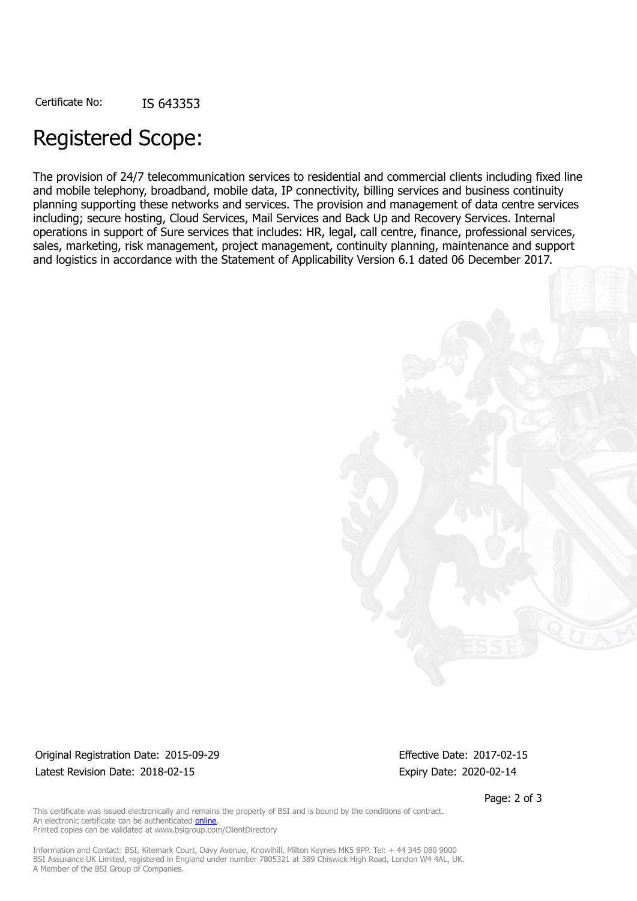Certificate No: IS 643353

# Registered Scope:

The provision of 24/7 telecommunication services to residential and commercial clients including fixed line and mobile telephony, broadband, mobile data, IP connectivity, billing services and business continuity planning supporting these networks and services. The provision and management of data centre services including; secure hosting, Cloud Services, Mail Services and Back Up and Recovery Services. Internal operations in support of Sure services that includes: HR, legal, call centre, finance, professional services, sales, marketing, risk management, project management, continuity planning, maintenance and support and logistics in accordance with the Statement of Applicability Version 6.1 dated 06 December 2017.

Original Registration Date: 2015-09-29
Latest Revision Date: 2018-02-15

Effective Date: 2017-02-15
Expiry Date: 2020-02-14

This certificate was issued electronically and remains the property of BSI and is bound by the conditions of contract.
An electronic certificate can be authenticated online.
Printed copies can be validated at www.bsigroup.com/ClientDirectory

Information and Contact: BSI, Kitemark Court, Davy Avenue, Knowlhill, Milton Keynes MK5 8PP. Tel: + 44 345 080 9000
BSI Assurance UK Limited, registered in England under number 7805321 at 389 Chiswick High Road, London W4 4AL, UK.
A Member of the BSI Group of Companies.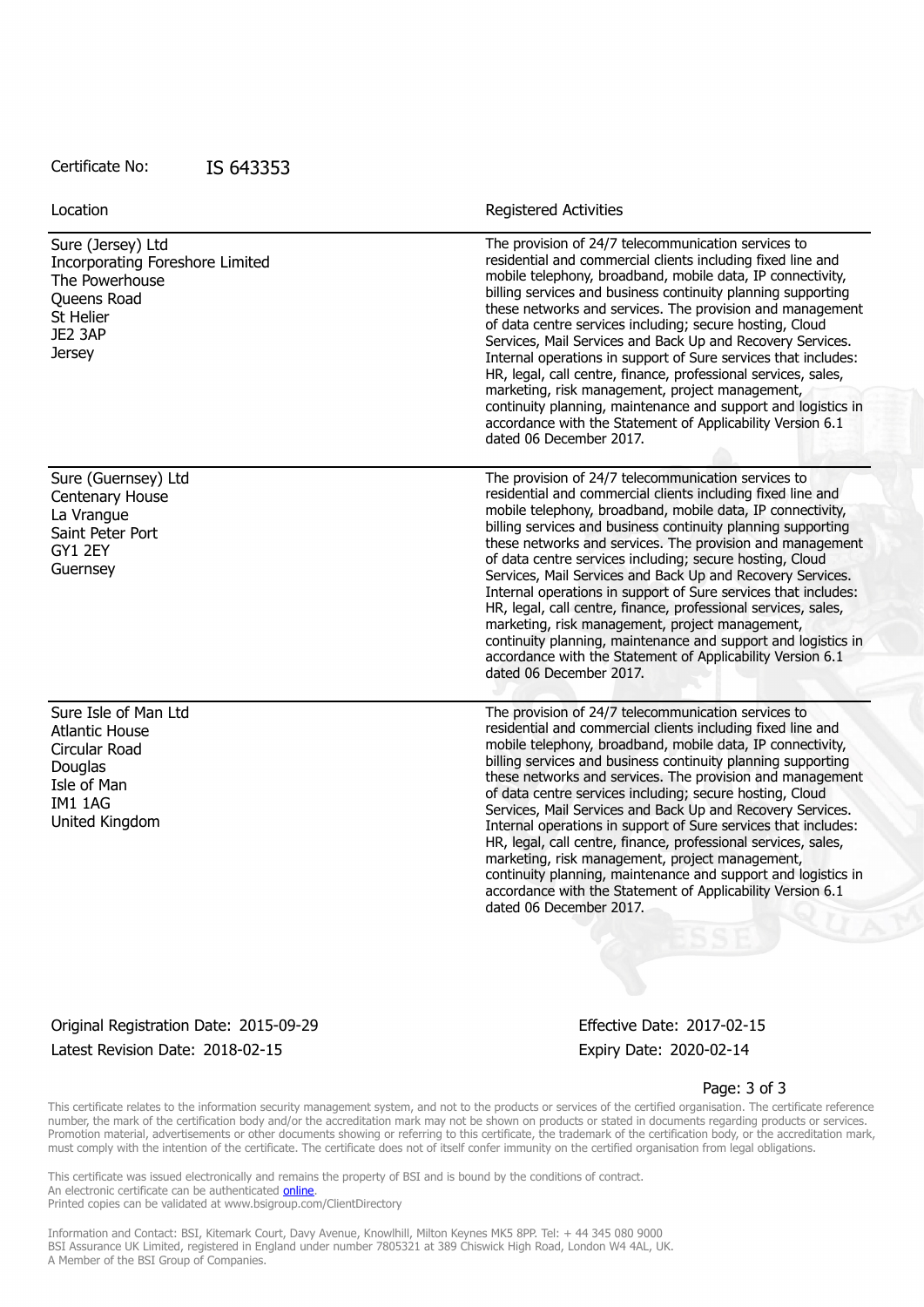Certificate No: IS 643353

| Location | Registered Activities |
| --- | --- |
| Sure (Jersey) Ltd<br>Incorporating Foreshore Limited<br>The Powerhouse<br>Queens Road<br>St Helier<br>JE2 3AP<br>Jersey | The provision of 24/7 telecommunication services to residential and commercial clients including fixed line and mobile telephony, broadband, mobile data, IP connectivity, billing services and business continuity planning supporting these networks and services. The provision and management of data centre services including; secure hosting, Cloud Services, Mail Services and Back Up and Recovery Services. Internal operations in support of Sure services that includes: HR, legal, call centre, finance, professional services, sales, marketing, risk management, project management, continuity planning, maintenance and support and logistics in accordance with the Statement of Applicability Version 6.1 dated 06 December 2017. |
| Sure (Guernsey) Ltd<br>Centenary House<br>La Vrangue<br>Saint Peter Port<br>GY1 2EY<br>Guernsey | The provision of 24/7 telecommunication services to residential and commercial clients including fixed line and mobile telephony, broadband, mobile data, IP connectivity, billing services and business continuity planning supporting these networks and services. The provision and management of data centre services including; secure hosting, Cloud Services, Mail Services and Back Up and Recovery Services. Internal operations in support of Sure services that includes: HR, legal, call centre, finance, professional services, sales, marketing, risk management, project management, continuity planning, maintenance and support and logistics in accordance with the Statement of Applicability Version 6.1 dated 06 December 2017. |
| Sure Isle of Man Ltd<br>Atlantic House<br>Circular Road<br>Douglas<br>Isle of Man<br>IM1 1AG<br>United Kingdom | The provision of 24/7 telecommunication services to residential and commercial clients including fixed line and mobile telephony, broadband, mobile data, IP connectivity, billing services and business continuity planning supporting these networks and services. The provision and management of data centre services including; secure hosting, Cloud Services, Mail Services and Back Up and Recovery Services. Internal operations in support of Sure services that includes: HR, legal, call centre, finance, professional services, sales, marketing, risk management, project management, continuity planning, maintenance and support and logistics in accordance with the Statement of Applicability Version 6.1 dated 06 December 2017. |

Original Registration Date: 2015-09-29
Effective Date: 2017-02-15
Latest Revision Date: 2018-02-15
Expiry Date: 2020-02-14

This certificate relates to the information security management system, and not to the products or services of the certified organisation. The certificate reference number, the mark of the certification body and/or the accreditation mark may not be shown on products or stated in documents regarding products or services. Promotion material, advertisements or other documents showing or referring to this certificate, the trademark of the certification body, or the accreditation mark, must comply with the intention of the certificate. The certificate does not of itself confer immunity on the certified organisation from legal obligations.

This certificate was issued electronically and remains the property of BSI and is bound by the conditions of contract.
An electronic certificate can be authenticated online.
Printed copies can be validated at www.bsigroup.com/ClientDirectory

Information and Contact: BSI, Kitemark Court, Davy Avenue, Knowlhill, Milton Keynes MK5 8PP. Tel: + 44 345 080 9000
BSI Assurance UK Limited, registered in England under number 7805321 at 389 Chiswick High Road, London W4 4AL, UK.
A Member of the BSI Group of Companies.